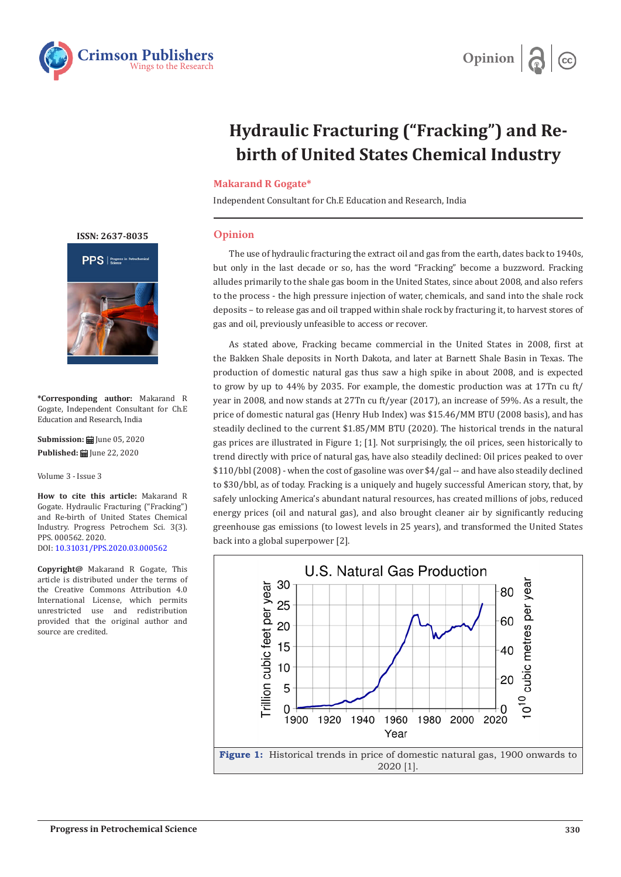# Hydraulic Fracturing ("Fracking") and Re-birth of United States Chemical Industry

**Makarand R Gogate***

Independent Consultant for Ch.E Education and Research, India

ISSN: 2637-8035

**\*Corresponding author:** Makarand R Gogate, Independent Consultant for Ch.E Education and Research, India

**Submission:** June 05, 2020

**Published:** June 22, 2020

Volume 3 - Issue 3

**How to cite this article:** Makarand R Gogate. Hydraulic Fracturing ("Fracking") and Re-birth of United States Chemical Industry. Progress Petrochem Sci. 3(3). PPS. 000562. 2020.
DOI: 10.31031/PPS.2020.03.000562

**Copyright@** Makarand R Gogate, This article is distributed under the terms of the Creative Commons Attribution 4.0 International License, which permits unrestricted use and redistribution provided that the original author and source are credited.

## Opinion

The use of hydraulic fracturing the extract oil and gas from the earth, dates back to 1940s, but only in the last decade or so, has the word "Fracking" become a buzzword. Fracking alludes primarily to the shale gas boom in the United States, since about 2008, and also refers to the process - the high pressure injection of water, chemicals, and sand into the shale rock deposits – to release gas and oil trapped within shale rock by fracturing it, to harvest stores of gas and oil, previously unfeasible to access or recover.

As stated above, Fracking became commercial in the United States in 2008, first at the Bakken Shale deposits in North Dakota, and later at Barnett Shale Basin in Texas. The production of domestic natural gas thus saw a high spike in about 2008, and is expected to grow by up to 44% by 2035. For example, the domestic production was at 17Tn cu ft/year in 2008, and now stands at 27Tn cu ft/year (2017), an increase of 59%. As a result, the price of domestic natural gas (Henry Hub Index) was $15.46/MM BTU (2008 basis), and has steadily declined to the current $1.85/MM BTU (2020). The historical trends in the natural gas prices are illustrated in Figure 1; [1]. Not surprisingly, the oil prices, seen historically to trend directly with price of natural gas, have also steadily declined: Oil prices peaked to over $110/bbl (2008) - when the cost of gasoline was over $4/gal -- and have also steadily declined to $30/bbl, as of today. Fracking is a uniquely and hugely successful American story, that, by safely unlocking America's abundant natural resources, has created millions of jobs, reduced energy prices (oil and natural gas), and also brought cleaner air by significantly reducing greenhouse gas emissions (to lowest levels in 25 years), and transformed the United States back into a global superpower [2].

**Figure 1:** Historical trends in price of domestic natural gas, 1900 onwards to 2020 [1].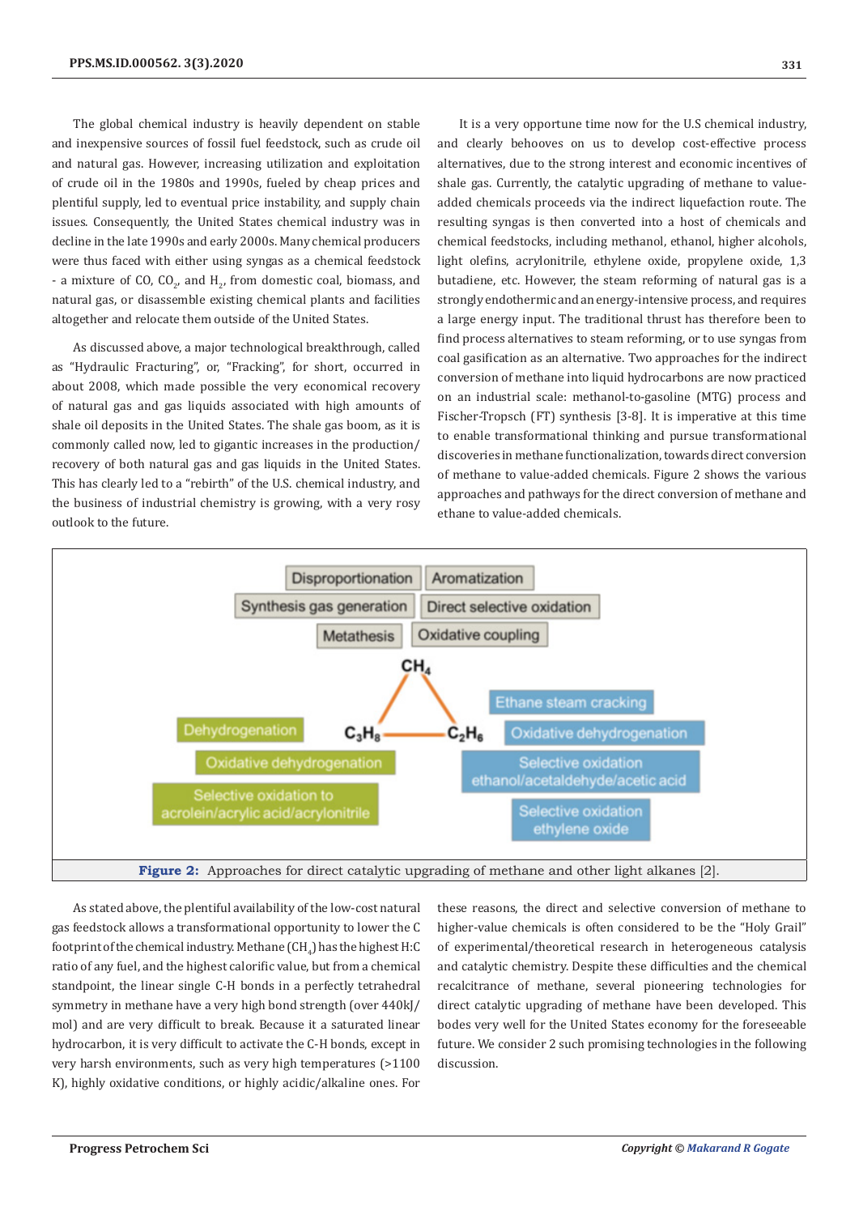The global chemical industry is heavily dependent on stable and inexpensive sources of fossil fuel feedstock, such as crude oil and natural gas. However, increasing utilization and exploitation of crude oil in the 1980s and 1990s, fueled by cheap prices and plentiful supply, led to eventual price instability, and supply chain issues. Consequently, the United States chemical industry was in decline in the late 1990s and early 2000s. Many chemical producers were thus faced with either using syngas as a chemical feedstock - a mixture of CO, $CO_2$, and $H_2$, from domestic coal, biomass, and natural gas, or disassemble existing chemical plants and facilities altogether and relocate them outside of the United States.

As discussed above, a major technological breakthrough, called as "Hydraulic Fracturing", or, "Fracking", for short, occurred in about 2008, which made possible the very economical recovery of natural gas and gas liquids associated with high amounts of shale oil deposits in the United States. The shale gas boom, as it is commonly called now, led to gigantic increases in the production/recovery of both natural gas and gas liquids in the United States. This has clearly led to a "rebirth" of the U.S. chemical industry, and the business of industrial chemistry is growing, with a very rosy outlook to the future.

It is a very opportune time now for the U.S chemical industry, and clearly behooves on us to develop cost-effective process alternatives, due to the strong interest and economic incentives of shale gas. Currently, the catalytic upgrading of methane to value-added chemicals proceeds via the indirect liquefaction route. The resulting syngas is then converted into a host of chemicals and chemical feedstocks, including methanol, ethanol, higher alcohols, light olefins, acrylonitrile, ethylene oxide, propylene oxide, 1,3 butadiene, etc. However, the steam reforming of natural gas is a strongly endothermic and an energy-intensive process, and requires a large energy input. The traditional thrust has therefore been to find process alternatives to steam reforming, or to use syngas from coal gasification as an alternative. Two approaches for the indirect conversion of methane into liquid hydrocarbons are now practiced on an industrial scale: methanol-to-gasoline (MTG) process and Fischer-Tropsch (FT) synthesis [3-8]. It is imperative at this time to enable transformational thinking and pursue transformational discoveries in methane functionalization, towards direct conversion of methane to value-added chemicals. Figure 2 shows the various approaches and pathways for the direct conversion of methane and ethane to value-added chemicals.

**Figure 2:** Approaches for direct catalytic upgrading of methane and other light alkanes [2].

As stated above, the plentiful availability of the low-cost natural gas feedstock allows a transformational opportunity to lower the C footprint of the chemical industry. Methane ($CH_4$) has the highest H:C ratio of any fuel, and the highest calorific value, but from a chemical standpoint, the linear single C-H bonds in a perfectly tetrahedral symmetry in methane have a very high bond strength (over 440kJ/mol) and are very difficult to break. Because it a saturated linear hydrocarbon, it is very difficult to activate the C-H bonds, except in very harsh environments, such as very high temperatures (>1100 K), highly oxidative conditions, or highly acidic/alkaline ones. For these reasons, the direct and selective conversion of methane to higher-value chemicals is often considered to be the "Holy Grail" of experimental/theoretical research in heterogeneous catalysis and catalytic chemistry. Despite these difficulties and the chemical recalcitrance of methane, several pioneering technologies for direct catalytic upgrading of methane have been developed. This bodes very well for the United States economy for the foreseeable future. We consider 2 such promising technologies in the following discussion.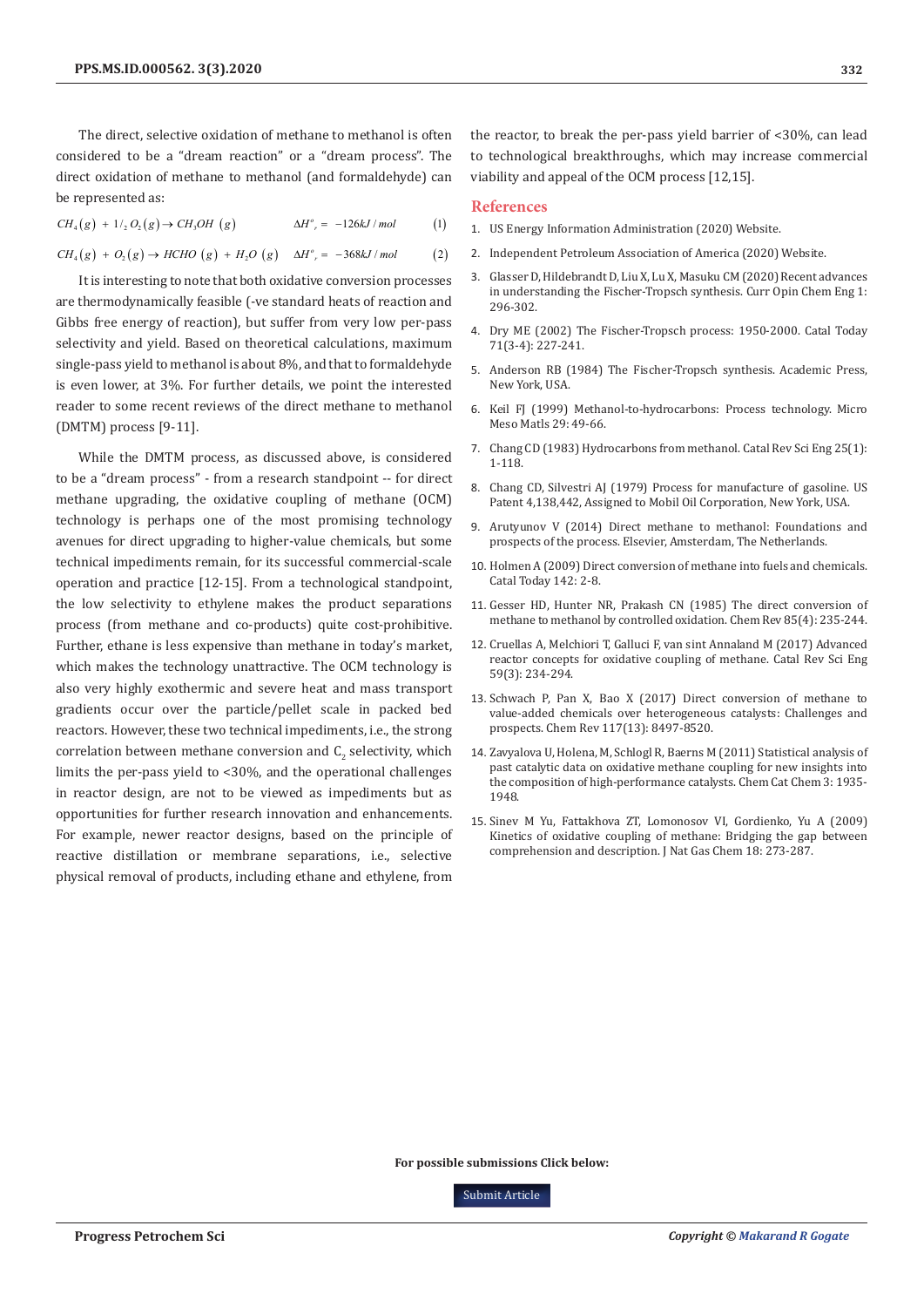The direct, selective oxidation of methane to methanol is often considered to be a "dream reaction" or a "dream process". The direct oxidation of methane to methanol (and formaldehyde) can be represented as:

$$CH_4(g) + 1/_2 O_2(g) \rightarrow CH_3OH\ (g) \qquad \Delta H^o_r = -126 kJ/mol \qquad (1)$$

$$CH_4(g) + O_2(g) \rightarrow HCHO\ (g) + H_2O\ (g) \qquad \Delta H^o_r = -368 kJ/mol \qquad (2)$$

It is interesting to note that both oxidative conversion processes are thermodynamically feasible (-ve standard heats of reaction and Gibbs free energy of reaction), but suffer from very low per-pass selectivity and yield. Based on theoretical calculations, maximum single-pass yield to methanol is about 8%, and that to formaldehyde is even lower, at 3%. For further details, we point the interested reader to some recent reviews of the direct methane to methanol (DMTM) process [9-11].

While the DMTM process, as discussed above, is considered to be a "dream process" - from a research standpoint -- for direct methane upgrading, the oxidative coupling of methane (OCM) technology is perhaps one of the most promising technology avenues for direct upgrading to higher-value chemicals, but some technical impediments remain, for its successful commercial-scale operation and practice [12-15]. From a technological standpoint, the low selectivity to ethylene makes the product separations process (from methane and co-products) quite cost-prohibitive. Further, ethane is less expensive than methane in today's market, which makes the technology unattractive. The OCM technology is also very highly exothermic and severe heat and mass transport gradients occur over the particle/pellet scale in packed bed reactors. However, these two technical impediments, i.e., the strong correlation between methane conversion and $C_2$ selectivity, which limits the per-pass yield to <30%, and the operational challenges in reactor design, are not to be viewed as impediments but as opportunities for further research innovation and enhancements. For example, newer reactor designs, based on the principle of reactive distillation or membrane separations, i.e., selective physical removal of products, including ethane and ethylene, from the reactor, to break the per-pass yield barrier of <30%, can lead to technological breakthroughs, which may increase commercial viability and appeal of the OCM process [12,15].

## References

1. US Energy Information Administration (2020) Website.
2. Independent Petroleum Association of America (2020) Website.
3. Glasser D, Hildebrandt D, Liu X, Lu X, Masuku CM (2020) Recent advances in understanding the Fischer-Tropsch synthesis. Curr Opin Chem Eng 1: 296-302.
4. Dry ME (2002) The Fischer-Tropsch process: 1950-2000. Catal Today 71(3-4): 227-241.
5. Anderson RB (1984) The Fischer-Tropsch synthesis. Academic Press, New York, USA.
6. Keil FJ (1999) Methanol-to-hydrocarbons: Process technology. Micro Meso Matls 29: 49-66.
7. Chang CD (1983) Hydrocarbons from methanol. Catal Rev Sci Eng 25(1): 1-118.
8. Chang CD, Silvestri AJ (1979) Process for manufacture of gasoline. US Patent 4,138,442, Assigned to Mobil Oil Corporation, New York, USA.
9. Arutyunov V (2014) Direct methane to methanol: Foundations and prospects of the process. Elsevier, Amsterdam, The Netherlands.
10. Holmen A (2009) Direct conversion of methane into fuels and chemicals. Catal Today 142: 2-8.
11. Gesser HD, Hunter NR, Prakash CN (1985) The direct conversion of methane to methanol by controlled oxidation. Chem Rev 85(4): 235-244.
12. Cruellas A, Melchiori T, Gallucci F, van sint Annaland M (2017) Advanced reactor concepts for oxidative coupling of methane. Catal Rev Sci Eng 59(3): 234-294.
13. Schwach P, Pan X, Bao X (2017) Direct conversion of methane to value-added chemicals over heterogeneous catalysts: Challenges and prospects. Chem Rev 117(13): 8497-8520.
14. Zavyalova U, Holena, M, Schlogl R, Baerns M (2011) Statistical analysis of past catalytic data on oxidative methane coupling for new insights into the composition of high-performance catalysts. Chem Cat Chem 3: 1935-1948.
15. Sinev M Yu, Fattakhova ZT, Lomonosov VI, Gordienko, Yu A (2009) Kinetics of oxidative coupling of methane: Bridging the gap between comprehension and description. J Nat Gas Chem 18: 273-287.

**For possible submissions Click below:**

Submit Article